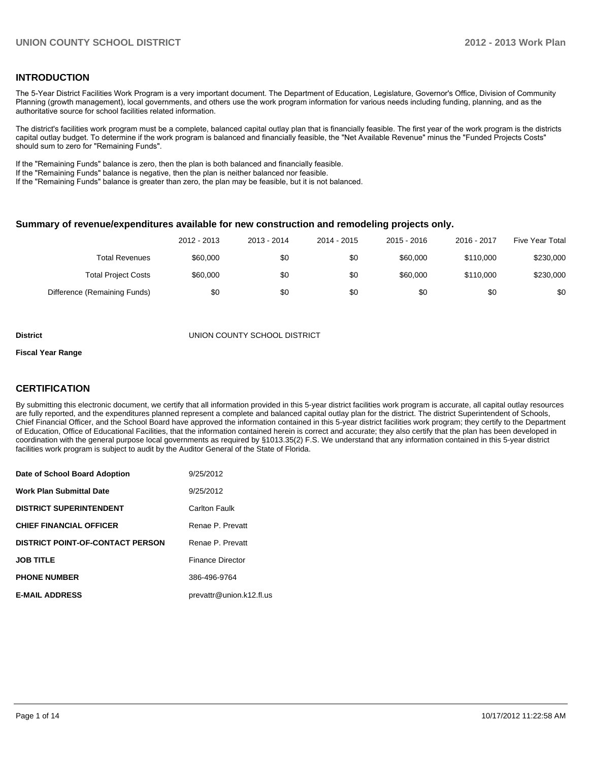## INTRODUCTION

The 5-Year District Facilities Work Program is a very important document. The Department of Education, Legislature, Governor's Office, Division of Community Planning (growth management), local governments, and others use the work program information for various needs including funding, planning, and as the authoritative source for school facilities related information.

The district's facilities work program must be a complete, balanced capital outlay plan that is financially feasible. The first year of the work program is the districts capital outlay budget. To determine if the work program is balanced and financially feasible, the "Net Available Revenue" minus the "Funded Projects Costs" should sum to zero for "Remaining Funds".

If the "Remaining Funds" balance is zero, then the plan is both balanced and financially feasible.
If the "Remaining Funds" balance is negative, then the plan is neither balanced nor feasible.
If the "Remaining Funds" balance is greater than zero, the plan may be feasible, but it is not balanced.

### Summary of revenue/expenditures available for new construction and remodeling projects only.

| | 2012 - 2013 | 2013 - 2014 | 2014 - 2015 | 2015 - 2016 | 2016 - 2017 | Five Year Total |
|---|---|---|---|---|---|---|
| Total Revenues | $60,000 | $0 | $0 | $60,000 | $110,000 | $230,000 |
| Total Project Costs | $60,000 | $0 | $0 | $60,000 | $110,000 | $230,000 |
| Difference (Remaining Funds) | $0 | $0 | $0 | $0 | $0 | $0 |

**District** UNION COUNTY SCHOOL DISTRICT

**Fiscal Year Range**

## CERTIFICATION

By submitting this electronic document, we certify that all information provided in this 5-year district facilities work program is accurate, all capital outlay resources are fully reported, and the expenditures planned represent a complete and balanced capital outlay plan for the district. The district Superintendent of Schools, Chief Financial Officer, and the School Board have approved the information contained in this 5-year district facilities work program; they certify to the Department of Education, Office of Educational Facilities, that the information contained herein is correct and accurate; they also certify that the plan has been developed in coordination with the general purpose local governments as required by §1013.35(2) F.S. We understand that any information contained in this 5-year district facilities work program is subject to audit by the Auditor General of the State of Florida.

| | |
|---|---|
| **Date of School Board Adoption** | 9/25/2012 |
| **Work Plan Submittal Date** | 9/25/2012 |
| **DISTRICT SUPERINTENDENT** | Carlton Faulk |
| **CHIEF FINANCIAL OFFICER** | Renae P. Prevatt |
| **DISTRICT POINT-OF-CONTACT PERSON** | Renae P. Prevatt |
| **JOB TITLE** | Finance Director |
| **PHONE NUMBER** | 386-496-9764 |
| **E-MAIL ADDRESS** | prevattr@union.k12.fl.us |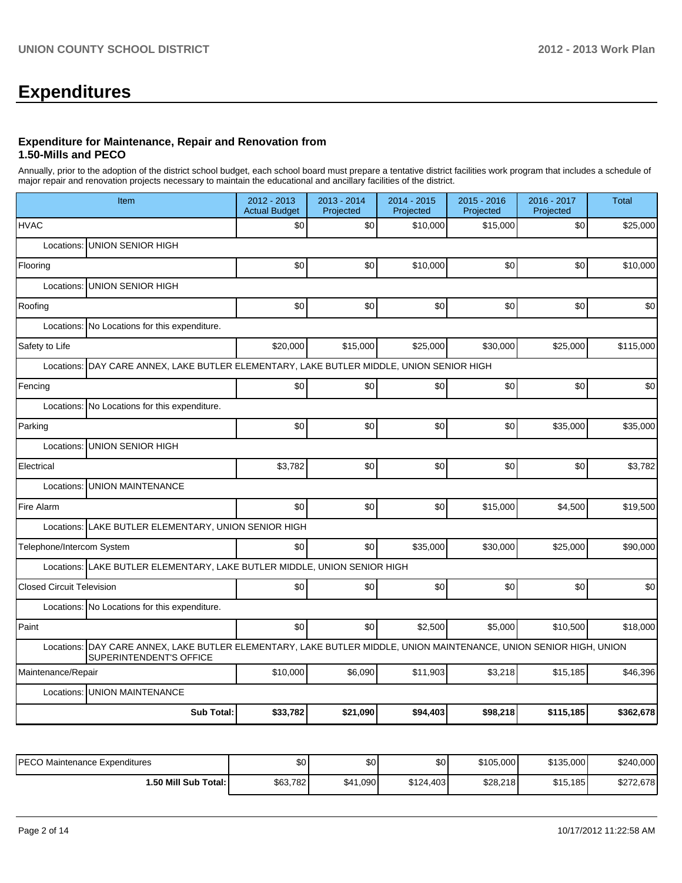# Expenditures

### Expenditure for Maintenance, Repair and Renovation from 1.50-Mills and PECO

Annually, prior to the adoption of the district school budget, each school board must prepare a tentative district facilities work program that includes a schedule of major repair and renovation projects necessary to maintain the educational and ancillary facilities of the district.

| Item | 2012 - 2013 Actual Budget | 2013 - 2014 Projected | 2014 - 2015 Projected | 2015 - 2016 Projected | 2016 - 2017 Projected | Total |
|---|---|---|---|---|---|---|
| HVAC | $0 | $0 | $10,000 | $15,000 | $0 | $25,000 |
| Locations: UNION SENIOR HIGH | | | | | | |
| Flooring | $0 | $0 | $10,000 | $0 | $0 | $10,000 |
| Locations: UNION SENIOR HIGH | | | | | | |
| Roofing | $0 | $0 | $0 | $0 | $0 | $0 |
| Locations: No Locations for this expenditure. | | | | | | |
| Safety to Life | $20,000 | $15,000 | $25,000 | $30,000 | $25,000 | $115,000 |
| Locations: DAY CARE ANNEX, LAKE BUTLER ELEMENTARY, LAKE BUTLER MIDDLE, UNION SENIOR HIGH | | | | | | |
| Fencing | $0 | $0 | $0 | $0 | $0 | $0 |
| Locations: No Locations for this expenditure. | | | | | | |
| Parking | $0 | $0 | $0 | $0 | $35,000 | $35,000 |
| Locations: UNION SENIOR HIGH | | | | | | |
| Electrical | $3,782 | $0 | $0 | $0 | $0 | $3,782 |
| Locations: UNION MAINTENANCE | | | | | | |
| Fire Alarm | $0 | $0 | $0 | $15,000 | $4,500 | $19,500 |
| Locations: LAKE BUTLER ELEMENTARY, UNION SENIOR HIGH | | | | | | |
| Telephone/Intercom System | $0 | $0 | $35,000 | $30,000 | $25,000 | $90,000 |
| Locations: LAKE BUTLER ELEMENTARY, LAKE BUTLER MIDDLE, UNION SENIOR HIGH | | | | | | |
| Closed Circuit Television | $0 | $0 | $0 | $0 | $0 | $0 |
| Locations: No Locations for this expenditure. | | | | | | |
| Paint | $0 | $0 | $2,500 | $5,000 | $10,500 | $18,000 |
| Locations: DAY CARE ANNEX, LAKE BUTLER ELEMENTARY, LAKE BUTLER MIDDLE, UNION MAINTENANCE, UNION SENIOR HIGH, UNION SUPERINTENDENT'S OFFICE | | | | | | |
| Maintenance/Repair | $10,000 | $6,090 | $11,903 | $3,218 | $15,185 | $46,396 |
| Locations: UNION MAINTENANCE | | | | | | |
| **Sub Total:** | **$33,782** | **$21,090** | **$94,403** | **$98,218** | **$115,185** | **$362,678** |

| | | | | | | |
|---|---|---|---|---|---|---|
| PECO Maintenance Expenditures | $0 | $0 | $0 | $105,000 | $135,000 | $240,000 |
| **1.50 Mill Sub Total:** | $63,782 | $41,090 | $124,403 | $28,218 | $15,185 | $272,678 |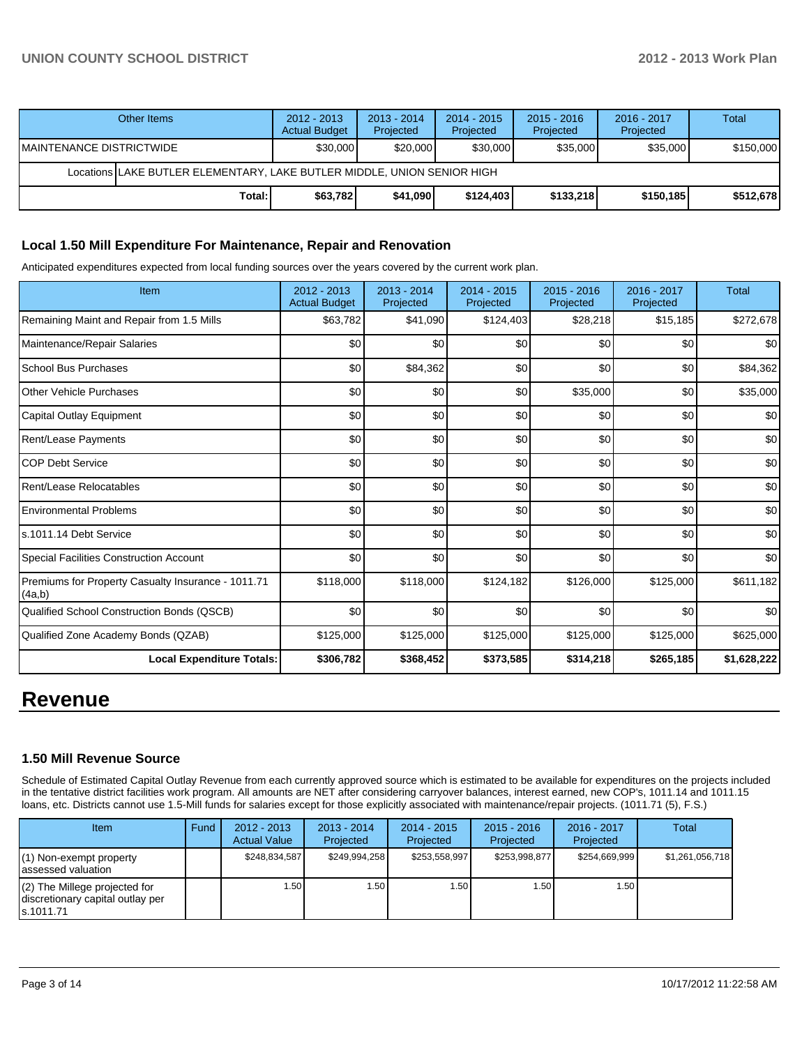| Other Items | 2012 - 2013 Actual Budget | 2013 - 2014 Projected | 2014 - 2015 Projected | 2015 - 2016 Projected | 2016 - 2017 Projected | Total |
|---|---|---|---|---|---|---|
| MAINTENANCE DISTRICTWIDE | $30,000 | $20,000 | $30,000 | $35,000 | $35,000 | $150,000 |
| Locations LAKE BUTLER ELEMENTARY, LAKE BUTLER MIDDLE, UNION SENIOR HIGH | | | | | | |
| **Total:** | **$63,782** | **$41,090** | **$124,403** | **$133,218** | **$150,185** | **$512,678** |

### Local 1.50 Mill Expenditure For Maintenance, Repair and Renovation

Anticipated expenditures expected from local funding sources over the years covered by the current work plan.

| Item | 2012 - 2013 Actual Budget | 2013 - 2014 Projected | 2014 - 2015 Projected | 2015 - 2016 Projected | 2016 - 2017 Projected | Total |
|---|---|---|---|---|---|---|
| Remaining Maint and Repair from 1.5 Mills | $63,782 | $41,090 | $124,403 | $28,218 | $15,185 | $272,678 |
| Maintenance/Repair Salaries | $0 | $0 | $0 | $0 | $0 | $0 |
| School Bus Purchases | $0 | $84,362 | $0 | $0 | $0 | $84,362 |
| Other Vehicle Purchases | $0 | $0 | $0 | $35,000 | $0 | $35,000 |
| Capital Outlay Equipment | $0 | $0 | $0 | $0 | $0 | $0 |
| Rent/Lease Payments | $0 | $0 | $0 | $0 | $0 | $0 |
| COP Debt Service | $0 | $0 | $0 | $0 | $0 | $0 |
| Rent/Lease Relocatables | $0 | $0 | $0 | $0 | $0 | $0 |
| Environmental Problems | $0 | $0 | $0 | $0 | $0 | $0 |
| s.1011.14 Debt Service | $0 | $0 | $0 | $0 | $0 | $0 |
| Special Facilities Construction Account | $0 | $0 | $0 | $0 | $0 | $0 |
| Premiums for Property Casualty Insurance - 1011.71 (4a,b) | $118,000 | $118,000 | $124,182 | $126,000 | $125,000 | $611,182 |
| Qualified School Construction Bonds (QSCB) | $0 | $0 | $0 | $0 | $0 | $0 |
| Qualified Zone Academy Bonds (QZAB) | $125,000 | $125,000 | $125,000 | $125,000 | $125,000 | $625,000 |
| **Local Expenditure Totals:** | **$306,782** | **$368,452** | **$373,585** | **$314,218** | **$265,185** | **$1,628,222** |

# Revenue

### 1.50 Mill Revenue Source

Schedule of Estimated Capital Outlay Revenue from each currently approved source which is estimated to be available for expenditures on the projects included in the tentative district facilities work program. All amounts are NET after considering carryover balances, interest earned, new COP's, 1011.14 and 1011.15 loans, etc. Districts cannot use 1.5-Mill funds for salaries except for those explicitly associated with maintenance/repair projects. (1011.71 (5), F.S.)

| Item | Fund | 2012 - 2013 Actual Value | 2013 - 2014 Projected | 2014 - 2015 Projected | 2015 - 2016 Projected | 2016 - 2017 Projected | Total |
|---|---|---|---|---|---|---|---|
| (1) Non-exempt property assessed valuation | | $248,834,587 | $249,994,258 | $253,558,997 | $253,998,877 | $254,669,999 | $1,261,056,718 |
| (2) The Millege projected for discretionary capital outlay per s.1011.71 | | 1.50 | 1.50 | 1.50 | 1.50 | 1.50 | |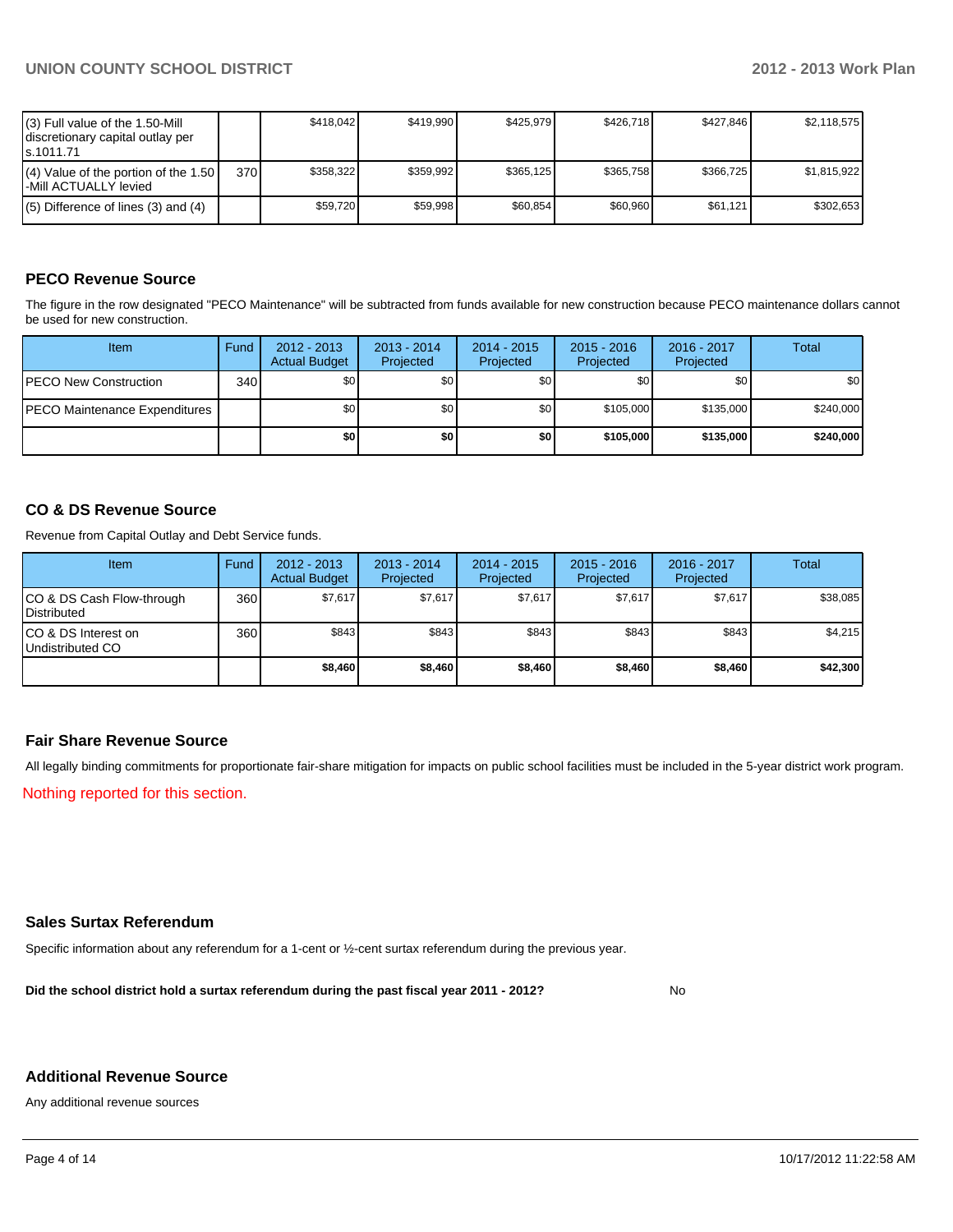| | | | | | | | |
|---|---|---|---|---|---|---|---|
| (3) Full value of the 1.50-Mill discretionary capital outlay per s.1011.71 | | $418,042 | $419,990 | $425,979 | $426,718 | $427,846 | $2,118,575 |
| (4) Value of the portion of the 1.50 -Mill ACTUALLY levied | 370 | $358,322 | $359,992 | $365,125 | $365,758 | $366,725 | $1,815,922 |
| (5) Difference of lines (3) and (4) | | $59,720 | $59,998 | $60,854 | $60,960 | $61,121 | $302,653 |

## PECO Revenue Source

The figure in the row designated "PECO Maintenance" will be subtracted from funds available for new construction because PECO maintenance dollars cannot be used for new construction.

| Item | Fund | 2012 - 2013 Actual Budget | 2013 - 2014 Projected | 2014 - 2015 Projected | 2015 - 2016 Projected | 2016 - 2017 Projected | Total |
|---|---|---|---|---|---|---|---|
| PECO New Construction | 340 | $0 | $0 | $0 | $0 | $0 | $0 |
| PECO Maintenance Expenditures | | $0 | $0 | $0 | $105,000 | $135,000 | $240,000 |
| | | **$0** | **$0** | **$0** | **$105,000** | **$135,000** | **$240,000** |

## CO & DS Revenue Source

Revenue from Capital Outlay and Debt Service funds.

| Item | Fund | 2012 - 2013 Actual Budget | 2013 - 2014 Projected | 2014 - 2015 Projected | 2015 - 2016 Projected | 2016 - 2017 Projected | Total |
|---|---|---|---|---|---|---|---|
| CO & DS Cash Flow-through Distributed | 360 | $7,617 | $7,617 | $7,617 | $7,617 | $7,617 | $38,085 |
| CO & DS Interest on Undistributed CO | 360 | $843 | $843 | $843 | $843 | $843 | $4,215 |
| | | **$8,460** | **$8,460** | **$8,460** | **$8,460** | **$8,460** | **$42,300** |

## Fair Share Revenue Source

All legally binding commitments for proportionate fair-share mitigation for impacts on public school facilities must be included in the 5-year district work program.

Nothing reported for this section.

## Sales Surtax Referendum

Specific information about any referendum for a 1-cent or ½-cent surtax referendum during the previous year.

**Did the school district hold a surtax referendum during the past fiscal year 2011 - 2012?** No

## Additional Revenue Source

Any additional revenue sources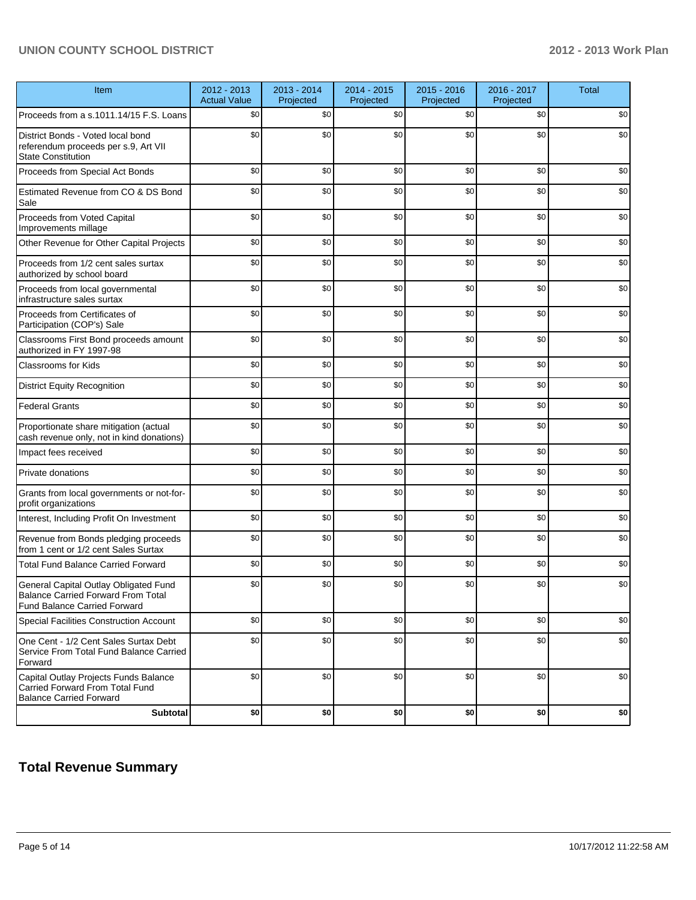| Item | 2012 - 2013 Actual Value | 2013 - 2014 Projected | 2014 - 2015 Projected | 2015 - 2016 Projected | 2016 - 2017 Projected | Total |
|---|---|---|---|---|---|---|
| Proceeds from a s.1011.14/15 F.S. Loans | $0 | $0 | $0 | $0 | $0 | $0 |
| District Bonds - Voted local bond referendum proceeds per s.9, Art VII State Constitution | $0 | $0 | $0 | $0 | $0 | $0 |
| Proceeds from Special Act Bonds | $0 | $0 | $0 | $0 | $0 | $0 |
| Estimated Revenue from CO & DS Bond Sale | $0 | $0 | $0 | $0 | $0 | $0 |
| Proceeds from Voted Capital Improvements millage | $0 | $0 | $0 | $0 | $0 | $0 |
| Other Revenue for Other Capital Projects | $0 | $0 | $0 | $0 | $0 | $0 |
| Proceeds from 1/2 cent sales surtax authorized by school board | $0 | $0 | $0 | $0 | $0 | $0 |
| Proceeds from local governmental infrastructure sales surtax | $0 | $0 | $0 | $0 | $0 | $0 |
| Proceeds from Certificates of Participation (COP's) Sale | $0 | $0 | $0 | $0 | $0 | $0 |
| Classrooms First Bond proceeds amount authorized in FY 1997-98 | $0 | $0 | $0 | $0 | $0 | $0 |
| Classrooms for Kids | $0 | $0 | $0 | $0 | $0 | $0 |
| District Equity Recognition | $0 | $0 | $0 | $0 | $0 | $0 |
| Federal Grants | $0 | $0 | $0 | $0 | $0 | $0 |
| Proportionate share mitigation (actual cash revenue only, not in kind donations) | $0 | $0 | $0 | $0 | $0 | $0 |
| Impact fees received | $0 | $0 | $0 | $0 | $0 | $0 |
| Private donations | $0 | $0 | $0 | $0 | $0 | $0 |
| Grants from local governments or not-for-profit organizations | $0 | $0 | $0 | $0 | $0 | $0 |
| Interest, Including Profit On Investment | $0 | $0 | $0 | $0 | $0 | $0 |
| Revenue from Bonds pledging proceeds from 1 cent or 1/2 cent Sales Surtax | $0 | $0 | $0 | $0 | $0 | $0 |
| Total Fund Balance Carried Forward | $0 | $0 | $0 | $0 | $0 | $0 |
| General Capital Outlay Obligated Fund Balance Carried Forward From Total Fund Balance Carried Forward | $0 | $0 | $0 | $0 | $0 | $0 |
| Special Facilities Construction Account | $0 | $0 | $0 | $0 | $0 | $0 |
| One Cent - 1/2 Cent Sales Surtax Debt Service From Total Fund Balance Carried Forward | $0 | $0 | $0 | $0 | $0 | $0 |
| Capital Outlay Projects Funds Balance Carried Forward From Total Fund Balance Carried Forward | $0 | $0 | $0 | $0 | $0 | $0 |
| **Subtotal** | **$0** | **$0** | **$0** | **$0** | **$0** | **$0** |

## Total Revenue Summary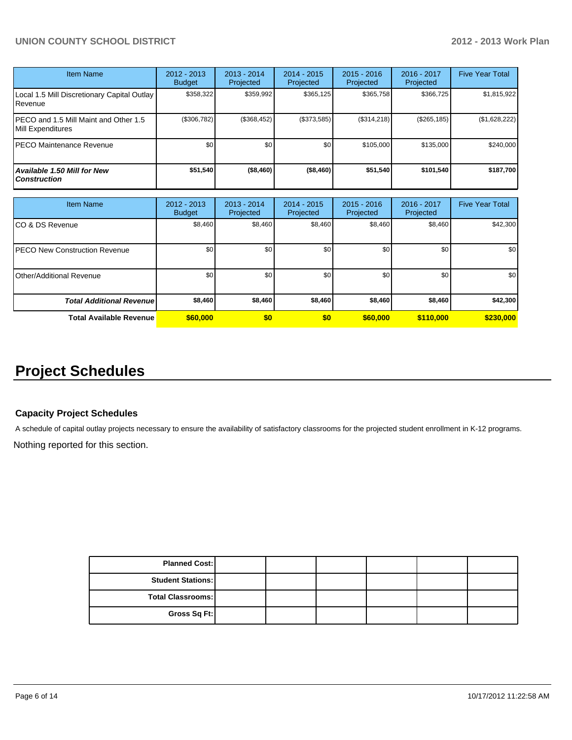| Item Name | 2012 - 2013 Budget | 2013 - 2014 Projected | 2014 - 2015 Projected | 2015 - 2016 Projected | 2016 - 2017 Projected | Five Year Total |
|---|---|---|---|---|---|---|
| Local 1.5 Mill Discretionary Capital Outlay Revenue | $358,322 | $359,992 | $365,125 | $365,758 | $366,725 | $1,815,922 |
| PECO and 1.5 Mill Maint and Other 1.5 Mill Expenditures | ($306,782) | ($368,452) | ($373,585) | ($314,218) | ($265,185) | ($1,628,222) |
| PECO Maintenance Revenue | $0 | $0 | $0 | $105,000 | $135,000 | $240,000 |
| ***Available 1.50 Mill for New Construction*** | **$51,540** | **($8,460)** | **($8,460)** | **$51,540** | **$101,540** | **$187,700** |

| Item Name | 2012 - 2013 Budget | 2013 - 2014 Projected | 2014 - 2015 Projected | 2015 - 2016 Projected | 2016 - 2017 Projected | Five Year Total |
|---|---|---|---|---|---|---|
| CO & DS Revenue | $8,460 | $8,460 | $8,460 | $8,460 | $8,460 | $42,300 |
| PECO New Construction Revenue | $0 | $0 | $0 | $0 | $0 | $0 |
| Other/Additional Revenue | $0 | $0 | $0 | $0 | $0 | $0 |
| ***Total Additional Revenue*** | **$8,460** | **$8,460** | **$8,460** | **$8,460** | **$8,460** | **$42,300** |
| **Total Available Revenue** | **$60,000** | **$0** | **$0** | **$60,000** | **$110,000** | **$230,000** |

# Project Schedules

### Capacity Project Schedules

A schedule of capital outlay projects necessary to ensure the availability of satisfactory classrooms for the projected student enrollment in K-12 programs.

Nothing reported for this section.

| | | | | | | |
|---|---|---|---|---|---|---|
| **Planned Cost:** | | | | | | |
| **Student Stations:** | | | | | | |
| **Total Classrooms:** | | | | | | |
| **Gross Sq Ft:** | | | | | | |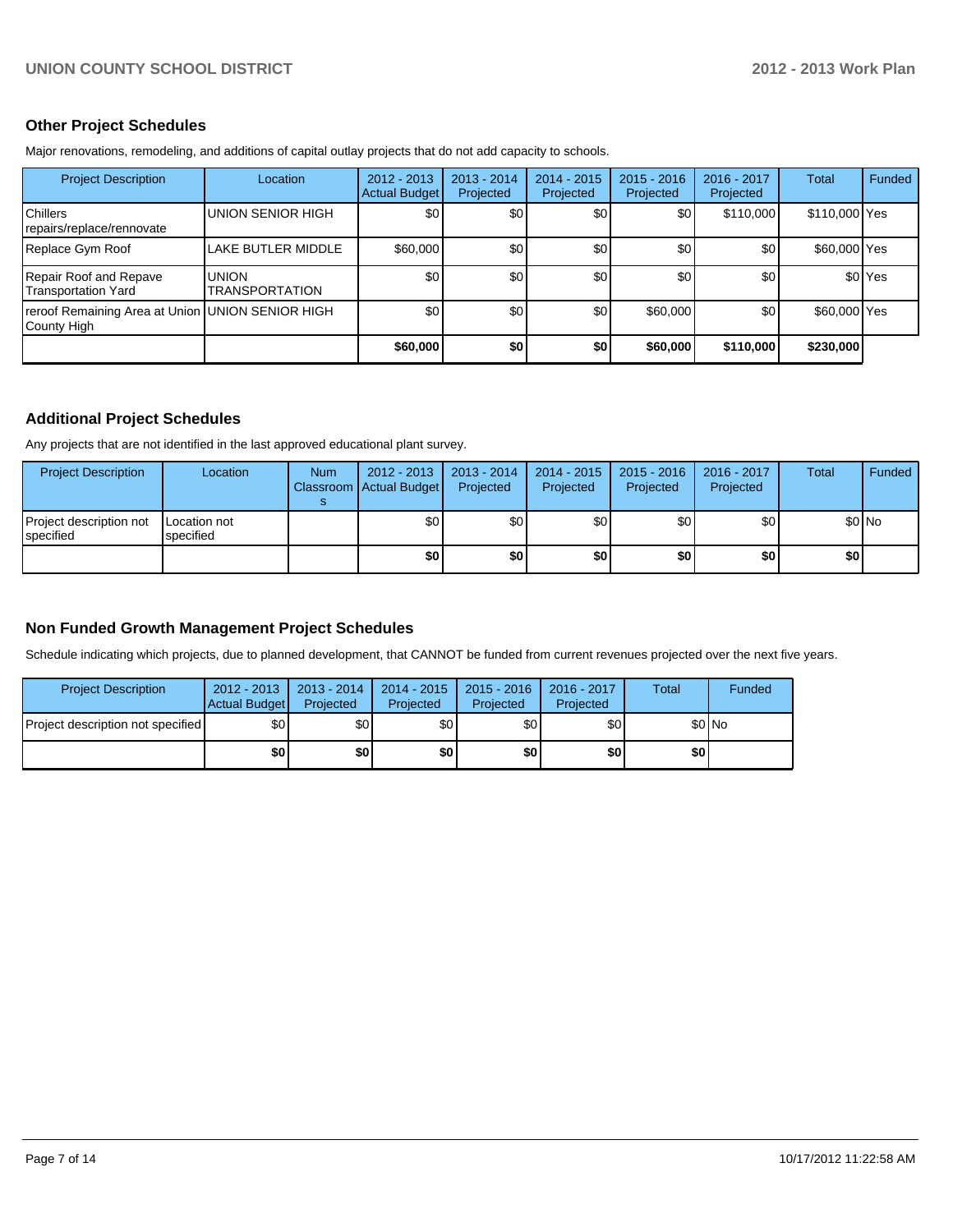## Other Project Schedules

Major renovations, remodeling, and additions of capital outlay projects that do not add capacity to schools.

| Project Description | Location | 2012 - 2013 Actual Budget | 2013 - 2014 Projected | 2014 - 2015 Projected | 2015 - 2016 Projected | 2016 - 2017 Projected | Total | Funded |
|---|---|---|---|---|---|---|---|---|
| Chillers repairs/replace/rennovate | UNION SENIOR HIGH | $0 | $0 | $0 | $0 | $110,000 | $110,000 | Yes |
| Replace Gym Roof | LAKE BUTLER MIDDLE | $60,000 | $0 | $0 | $0 | $0 | $60,000 | Yes |
| Repair Roof and Repave Transportation Yard | UNION TRANSPORTATION | $0 | $0 | $0 | $0 | $0 | $0 | Yes |
| reroof Remaining Area at Union County High | UNION SENIOR HIGH | $0 | $0 | $0 | $60,000 | $0 | $60,000 | Yes |
| | | **$60,000** | **$0** | **$0** | **$60,000** | **$110,000** | **$230,000** | |

## Additional Project Schedules

Any projects that are not identified in the last approved educational plant survey.

| Project Description | Location | Num Classrooms | 2012 - 2013 Actual Budget | 2013 - 2014 Projected | 2014 - 2015 Projected | 2015 - 2016 Projected | 2016 - 2017 Projected | Total | Funded |
|---|---|---|---|---|---|---|---|---|---|
| Project description not specified | Location not specified | | $0 | $0 | $0 | $0 | $0 | $0 | No |
| | | | **$0** | **$0** | **$0** | **$0** | **$0** | **$0** | |

## Non Funded Growth Management Project Schedules

Schedule indicating which projects, due to planned development, that CANNOT be funded from current revenues projected over the next five years.

| Project Description | 2012 - 2013 Actual Budget | 2013 - 2014 Projected | 2014 - 2015 Projected | 2015 - 2016 Projected | 2016 - 2017 Projected | Total | Funded |
|---|---|---|---|---|---|---|---|
| Project description not specified | $0 | $0 | $0 | $0 | $0 | $0 | No |
| | **$0** | **$0** | **$0** | **$0** | **$0** | **$0** | |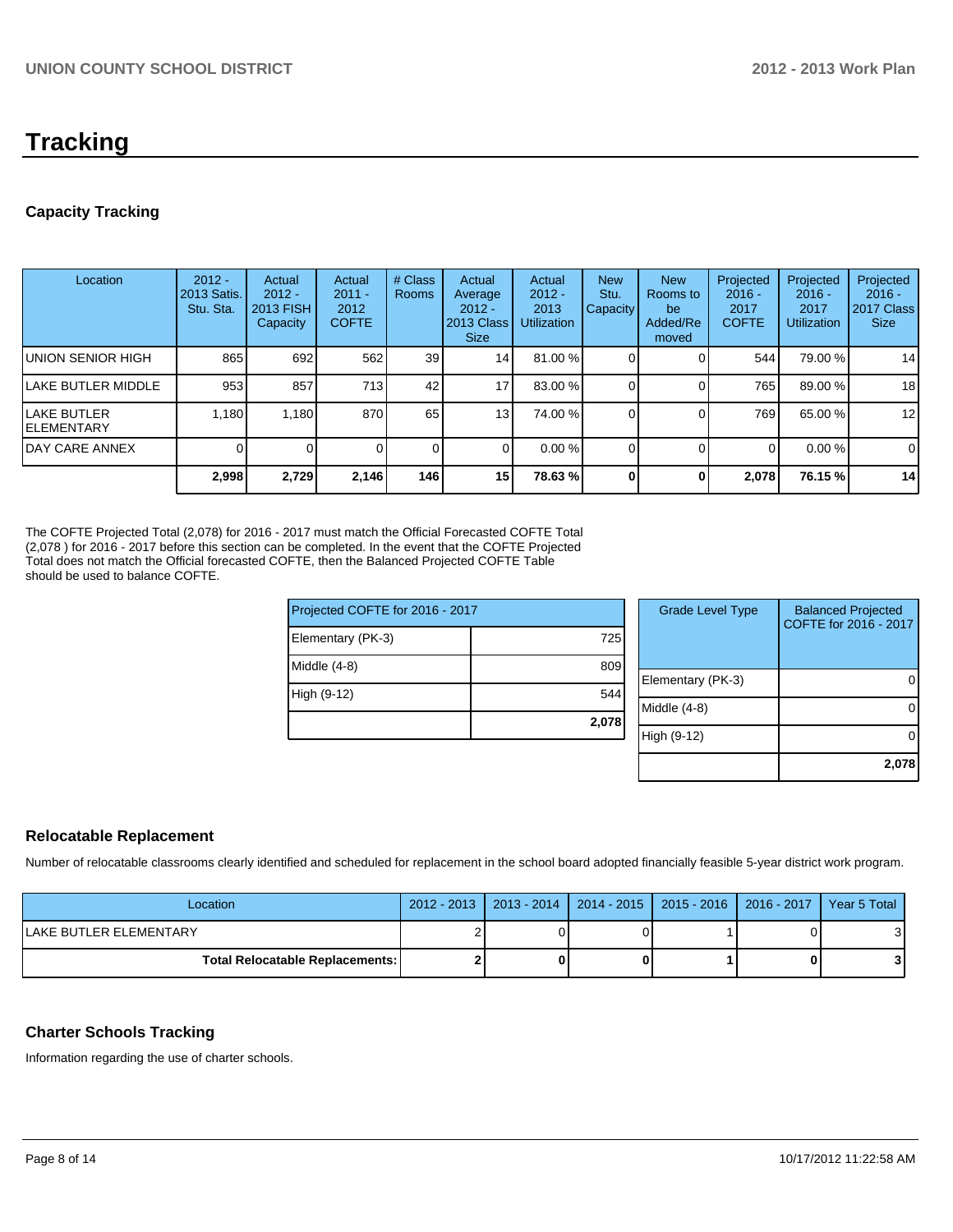# Tracking

### Capacity Tracking

| Location | 2012 - 2013 Satis. Stu. Sta. | Actual 2012 - 2013 FISH Capacity | Actual 2011 - 2012 COFTE | # Class Rooms | Actual Average 2012 - 2013 Class Size | Actual 2012 - 2013 Utilization | New Stu. Capacity | New Rooms to be Added/Removed | Projected 2016 - 2017 COFTE | Projected 2016 - 2017 Utilization | Projected 2016 - 2017 Class Size |
|---|---|---|---|---|---|---|---|---|---|---|---|
| UNION SENIOR HIGH | 865 | 692 | 562 | 39 | 14 | 81.00 % | 0 | 0 | 544 | 79.00 % | 14 |
| LAKE BUTLER MIDDLE | 953 | 857 | 713 | 42 | 17 | 83.00 % | 0 | 0 | 765 | 89.00 % | 18 |
| LAKE BUTLER ELEMENTARY | 1,180 | 1,180 | 870 | 65 | 13 | 74.00 % | 0 | 0 | 769 | 65.00 % | 12 |
| DAY CARE ANNEX | 0 | 0 | 0 | 0 | 0 | 0.00 % | 0 | 0 | 0 | 0.00 % | 0 |
| | **2,998** | **2,729** | **2,146** | **146** | **15** | **78.63 %** | **0** | **0** | **2,078** | **76.15 %** | **14** |

The COFTE Projected Total (2,078) for 2016 - 2017 must match the Official Forecasted COFTE Total (2,078 ) for 2016 - 2017 before this section can be completed. In the event that the COFTE Projected Total does not match the Official forecasted COFTE, then the Balanced Projected COFTE Table should be used to balance COFTE.

| Projected COFTE for 2016 - 2017 | |
|---|---|
| Elementary (PK-3) | 725 |
| Middle (4-8) | 809 |
| High (9-12) | 544 |
| | **2,078** |

| Grade Level Type | Balanced Projected COFTE for 2016 - 2017 |
|---|---|
| Elementary (PK-3) | 0 |
| Middle (4-8) | 0 |
| High (9-12) | 0 |
| | **2,078** |

### Relocatable Replacement

Number of relocatable classrooms clearly identified and scheduled for replacement in the school board adopted financially feasible 5-year district work program.

| Location | 2012 - 2013 | 2013 - 2014 | 2014 - 2015 | 2015 - 2016 | 2016 - 2017 | Year 5 Total |
|---|---|---|---|---|---|---|
| LAKE BUTLER ELEMENTARY | 2 | 0 | 0 | 1 | 0 | 3 |
| **Total Relocatable Replacements:** | **2** | **0** | **0** | **1** | **0** | **3** |

### Charter Schools Tracking

Information regarding the use of charter schools.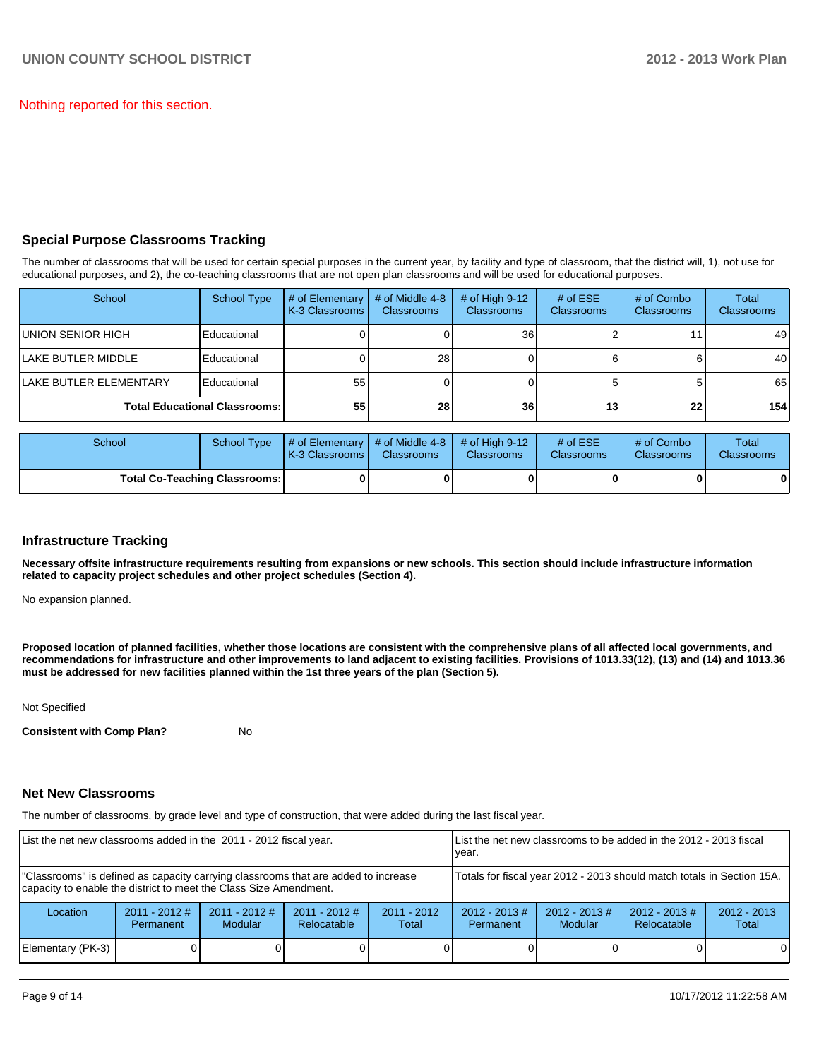Nothing reported for this section.

## Special Purpose Classrooms Tracking

The number of classrooms that will be used for certain special purposes in the current year, by facility and type of classroom, that the district will, 1), not use for educational purposes, and 2), the co-teaching classrooms that are not open plan classrooms and will be used for educational purposes.

| School | School Type | # of Elementary K-3 Classrooms | # of Middle 4-8 Classrooms | # of High 9-12 Classrooms | # of ESE Classrooms | # of Combo Classrooms | Total Classrooms |
|---|---|---|---|---|---|---|---|
| UNION SENIOR HIGH | Educational | 0 | 0 | 36 | 2 | 11 | 49 |
| LAKE BUTLER MIDDLE | Educational | 0 | 28 | 0 | 6 | 6 | 40 |
| LAKE BUTLER ELEMENTARY | Educational | 55 | 0 | 0 | 5 | 5 | 65 |
| **Total Educational Classrooms:** | | **55** | **28** | **36** | **13** | **22** | **154** |

| School | School Type | # of Elementary K-3 Classrooms | # of Middle 4-8 Classrooms | # of High 9-12 Classrooms | # of ESE Classrooms | # of Combo Classrooms | Total Classrooms |
|---|---|---|---|---|---|---|---|
| **Total Co-Teaching Classrooms:** | | **0** | **0** | **0** | **0** | **0** | **0** |

## Infrastructure Tracking

**Necessary offsite infrastructure requirements resulting from expansions or new schools. This section should include infrastructure information related to capacity project schedules and other project schedules (Section 4).**

No expansion planned.

**Proposed location of planned facilities, whether those locations are consistent with the comprehensive plans of all affected local governments, and recommendations for infrastructure and other improvements to land adjacent to existing facilities. Provisions of 1013.33(12), (13) and (14) and 1013.36 must be addressed for new facilities planned within the 1st three years of the plan (Section 5).**

Not Specified

**Consistent with Comp Plan?** No

## Net New Classrooms

The number of classrooms, by grade level and type of construction, that were added during the last fiscal year.

| List the net new classrooms added in the 2011 - 2012 fiscal year. | | | | | List the net new classrooms to be added in the 2012 - 2013 fiscal year. | | | |
|---|---|---|---|---|---|---|---|---|
| "Classrooms" is defined as capacity carrying classrooms that are added to increase capacity to enable the district to meet the Class Size Amendment. | | | | | Totals for fiscal year 2012 - 2013 should match totals in Section 15A. | | | |
| Location | 2011 - 2012 # Permanent | 2011 - 2012 # Modular | 2011 - 2012 # Relocatable | 2011 - 2012 Total | 2012 - 2013 # Permanent | 2012 - 2013 # Modular | 2012 - 2013 # Relocatable | 2012 - 2013 Total |
| Elementary (PK-3) | 0 | 0 | 0 | 0 | 0 | 0 | 0 | 0 |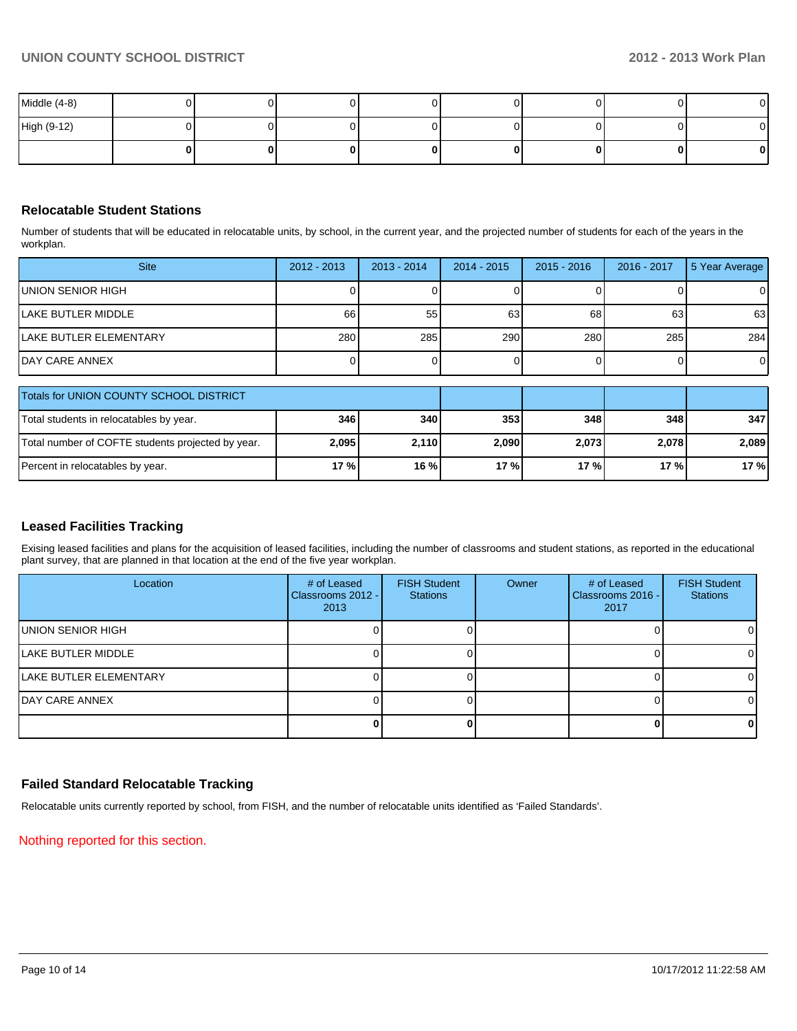| | | | | | | | | |
|---|---|---|---|---|---|---|---|---|
| Middle (4-8) | 0 | 0 | 0 | 0 | 0 | 0 | 0 | 0 |
| High (9-12) | 0 | 0 | 0 | 0 | 0 | 0 | 0 | 0 |
| | **0** | **0** | **0** | **0** | **0** | **0** | **0** | **0** |

## Relocatable Student Stations

Number of students that will be educated in relocatable units, by school, in the current year, and the projected number of students for each of the years in the workplan.

| Site | 2012 - 2013 | 2013 - 2014 | 2014 - 2015 | 2015 - 2016 | 2016 - 2017 | 5 Year Average |
|---|---|---|---|---|---|---|
| UNION SENIOR HIGH | 0 | 0 | 0 | 0 | 0 | 0 |
| LAKE BUTLER MIDDLE | 66 | 55 | 63 | 68 | 63 | 63 |
| LAKE BUTLER ELEMENTARY | 280 | 285 | 290 | 280 | 285 | 284 |
| DAY CARE ANNEX | 0 | 0 | 0 | 0 | 0 | 0 |

| Totals for UNION COUNTY SCHOOL DISTRICT | | | | | | |
|---|---|---|---|---|---|---|
| Total students in relocatables by year. | **346** | **340** | **353** | **348** | **348** | **347** |
| Total number of COFTE students projected by year. | **2,095** | **2,110** | **2,090** | **2,073** | **2,078** | **2,089** |
| Percent in relocatables by year. | **17 %** | **16 %** | **17 %** | **17 %** | **17 %** | **17 %** |

## Leased Facilities Tracking

Exising leased facilities and plans for the acquisition of leased facilities, including the number of classrooms and student stations, as reported in the educational plant survey, that are planned in that location at the end of the five year workplan.

| Location | # of Leased Classrooms 2012 - 2013 | FISH Student Stations | Owner | # of Leased Classrooms 2016 - 2017 | FISH Student Stations |
|---|---|---|---|---|---|
| UNION SENIOR HIGH | 0 | 0 | | 0 | 0 |
| LAKE BUTLER MIDDLE | 0 | 0 | | 0 | 0 |
| LAKE BUTLER ELEMENTARY | 0 | 0 | | 0 | 0 |
| DAY CARE ANNEX | 0 | 0 | | 0 | 0 |
| | **0** | **0** | | **0** | **0** |

## Failed Standard Relocatable Tracking

Relocatable units currently reported by school, from FISH, and the number of relocatable units identified as 'Failed Standards'.

Nothing reported for this section.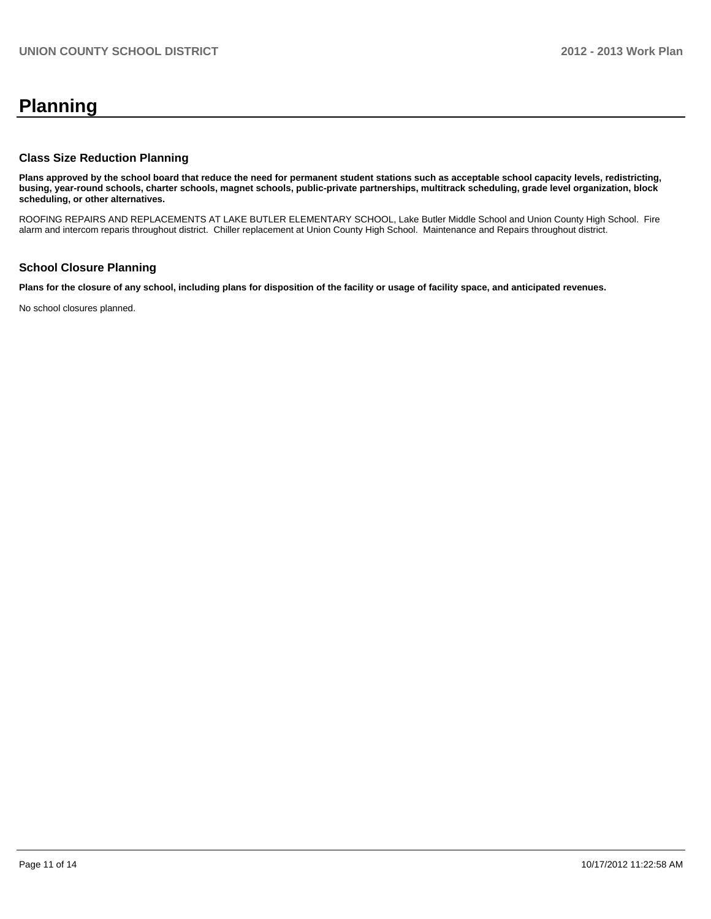# Planning

## Class Size Reduction Planning

**Plans approved by the school board that reduce the need for permanent student stations such as acceptable school capacity levels, redistricting, busing, year-round schools, charter schools, magnet schools, public-private partnerships, multitrack scheduling, grade level organization, block scheduling, or other alternatives.**

ROOFING REPAIRS AND REPLACEMENTS AT LAKE BUTLER ELEMENTARY SCHOOL, Lake Butler Middle School and Union County High School. Fire alarm and intercom reparis throughout district. Chiller replacement at Union County High School. Maintenance and Repairs throughout district.

## School Closure Planning

**Plans for the closure of any school, including plans for disposition of the facility or usage of facility space, and anticipated revenues.**

No school closures planned.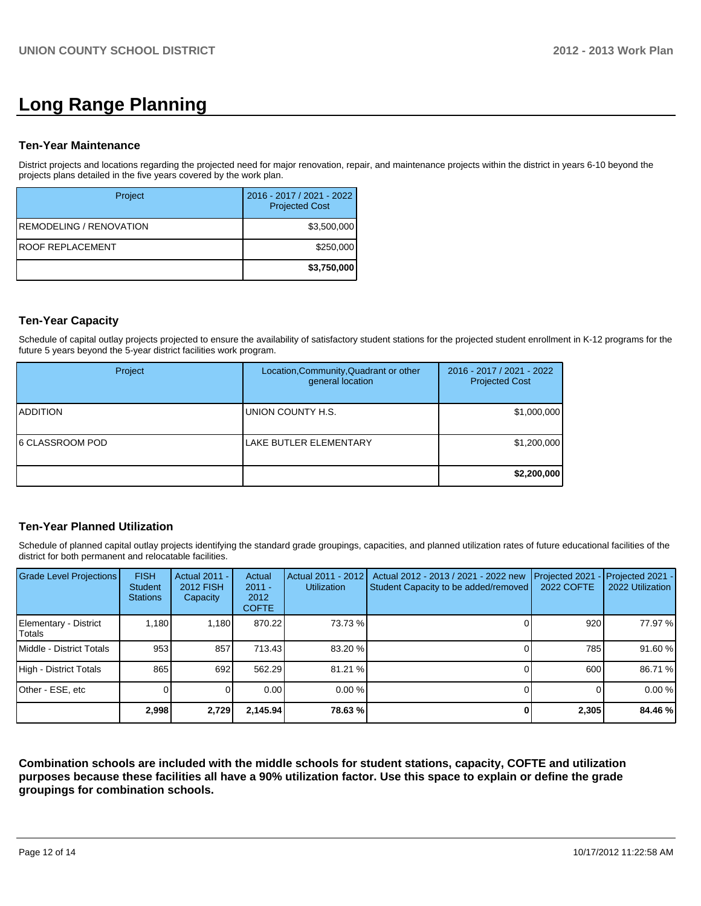# Long Range Planning

### Ten-Year Maintenance

District projects and locations regarding the projected need for major renovation, repair, and maintenance projects within the district in years 6-10 beyond the projects plans detailed in the five years covered by the work plan.

| Project | 2016 - 2017 / 2021 - 2022 Projected Cost |
|---|---|
| REMODELING / RENOVATION | $3,500,000 |
| ROOF REPLACEMENT | $250,000 |
| | **$3,750,000** |

### Ten-Year Capacity

Schedule of capital outlay projects projected to ensure the availability of satisfactory student stations for the projected student enrollment in K-12 programs for the future 5 years beyond the 5-year district facilities work program.

| Project | Location,Community,Quadrant or other general location | 2016 - 2017 / 2021 - 2022 Projected Cost |
|---|---|---|
| ADDITION | UNION COUNTY H.S. | $1,000,000 |
| 6 CLASSROOM POD | LAKE BUTLER ELEMENTARY | $1,200,000 |
| | | **$2,200,000** |

### Ten-Year Planned Utilization

Schedule of planned capital outlay projects identifying the standard grade groupings, capacities, and planned utilization rates of future educational facilities of the district for both permanent and relocatable facilities.

| Grade Level Projections | FISH Student Stations | Actual 2011 - 2012 FISH Capacity | Actual 2011 - 2012 COFTE | Actual 2011 - 2012 Utilization | Actual 2012 - 2013 / 2021 - 2022 new Student Capacity to be added/removed | Projected 2021 - 2022 COFTE | Projected 2021 - 2022 Utilization |
|---|---|---|---|---|---|---|---|
| Elementary - District Totals | 1,180 | 1,180 | 870.22 | 73.73 % | 0 | 920 | 77.97 % |
| Middle - District Totals | 953 | 857 | 713.43 | 83.20 % | 0 | 785 | 91.60 % |
| High - District Totals | 865 | 692 | 562.29 | 81.21 % | 0 | 600 | 86.71 % |
| Other - ESE, etc | 0 | 0 | 0.00 | 0.00 % | 0 | 0 | 0.00 % |
| | **2,998** | **2,729** | **2,145.94** | **78.63 %** | **0** | **2,305** | **84.46 %** |

**Combination schools are included with the middle schools for student stations, capacity, COFTE and utilization purposes because these facilities all have a 90% utilization factor. Use this space to explain or define the grade groupings for combination schools.**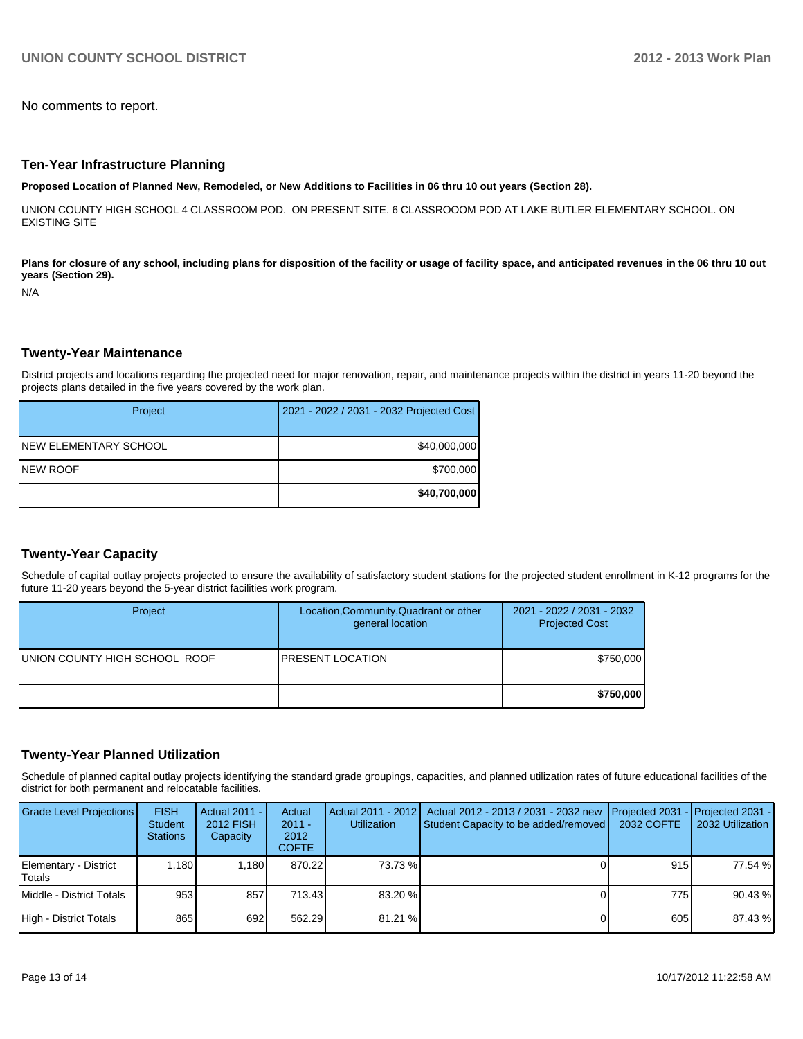No comments to report.

## Ten-Year Infrastructure Planning

**Proposed Location of Planned New, Remodeled, or New Additions to Facilities in 06 thru 10 out years (Section 28).**

UNION COUNTY HIGH SCHOOL 4 CLASSROOM POD. ON PRESENT SITE. 6 CLASSROOOM POD AT LAKE BUTLER ELEMENTARY SCHOOL. ON EXISTING SITE

**Plans for closure of any school, including plans for disposition of the facility or usage of facility space, and anticipated revenues in the 06 thru 10 out years (Section 29).**

N/A

## Twenty-Year Maintenance

District projects and locations regarding the projected need for major renovation, repair, and maintenance projects within the district in years 11-20 beyond the projects plans detailed in the five years covered by the work plan.

| Project | 2021 - 2022 / 2031 - 2032 Projected Cost |
|---|---|
| NEW ELEMENTARY SCHOOL | $40,000,000 |
| NEW ROOF | $700,000 |
| | **$40,700,000** |

## Twenty-Year Capacity

Schedule of capital outlay projects projected to ensure the availability of satisfactory student stations for the projected student enrollment in K-12 programs for the future 11-20 years beyond the 5-year district facilities work program.

| Project | Location,Community,Quadrant or other general location | 2021 - 2022 / 2031 - 2032 Projected Cost |
|---|---|---|
| UNION COUNTY HIGH SCHOOL ROOF | PRESENT LOCATION | $750,000 |
| | | **$750,000** |

## Twenty-Year Planned Utilization

Schedule of planned capital outlay projects identifying the standard grade groupings, capacities, and planned utilization rates of future educational facilities of the district for both permanent and relocatable facilities.

| Grade Level Projections | FISH Student Stations | Actual 2011 - 2012 FISH Capacity | Actual 2011 - 2012 COFTE | Actual 2011 - 2012 Utilization | Actual 2012 - 2013 / 2031 - 2032 new Student Capacity to be added/removed | Projected 2031 - 2032 COFTE | Projected 2031 - 2032 Utilization |
|---|---|---|---|---|---|---|---|
| Elementary - District Totals | 1,180 | 1,180 | 870.22 | 73.73 % | 0 | 915 | 77.54 % |
| Middle - District Totals | 953 | 857 | 713.43 | 83.20 % | 0 | 775 | 90.43 % |
| High - District Totals | 865 | 692 | 562.29 | 81.21 % | 0 | 605 | 87.43 % |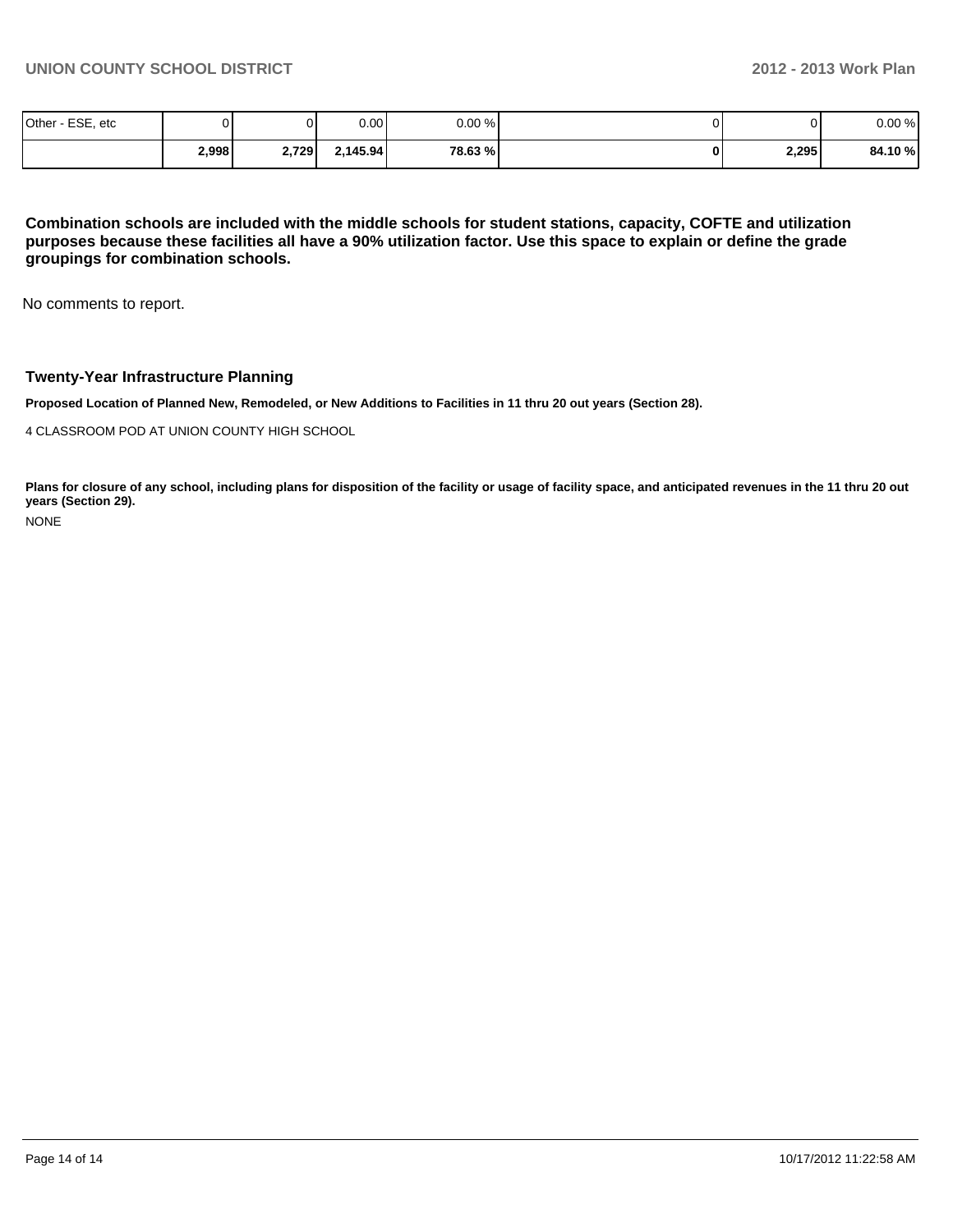| | | | | | | | |
|---|---|---|---|---|---|---|---|
| Other - ESE, etc | 0 | 0 | 0.00 | 0.00 % | 0 | 0 | 0.00 % |
| | **2,998** | **2,729** | **2,145.94** | **78.63 %** | **0** | **2,295** | **84.10 %** |

**Combination schools are included with the middle schools for student stations, capacity, COFTE and utilization purposes because these facilities all have a 90% utilization factor. Use this space to explain or define the grade groupings for combination schools.**

No comments to report.

### Twenty-Year Infrastructure Planning

**Proposed Location of Planned New, Remodeled, or New Additions to Facilities in 11 thru 20 out years (Section 28).**

4 CLASSROOM POD AT UNION COUNTY HIGH SCHOOL

**Plans for closure of any school, including plans for disposition of the facility or usage of facility space, and anticipated revenues in the 11 thru 20 out years (Section 29).**

NONE